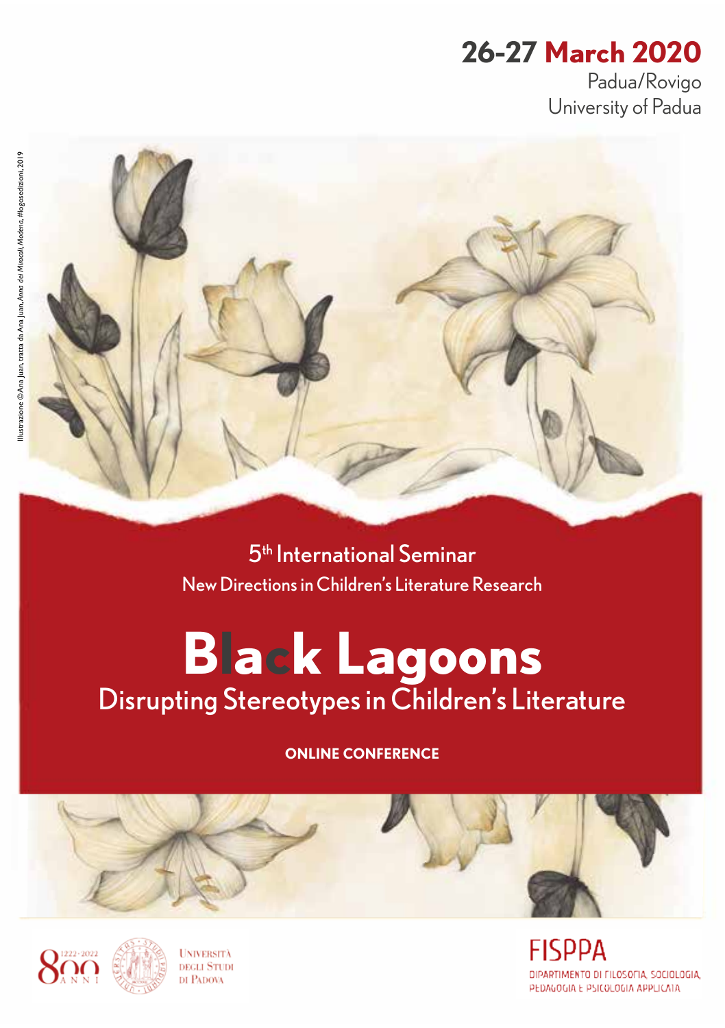**26-27 March 2020**

Padua/Rovigo

University of Padua

Illustrazione © Ana Juan, tratta da Ana Juan, *Anna dei Miracoli*, Modena, #logosedizioni, 2019

5th International Seminar

New Directions in Children's Literature Research

# Black Lagoons

## Disrupting Stereotypes in Children's Literature

**ONLINE CONFERENCE**

800 ANNI 1222-2022

Università degli Studi di Padova

FISPPA

Dipartimento di Filosofia, Sociologia, Pedagogia e Psicologia Applicata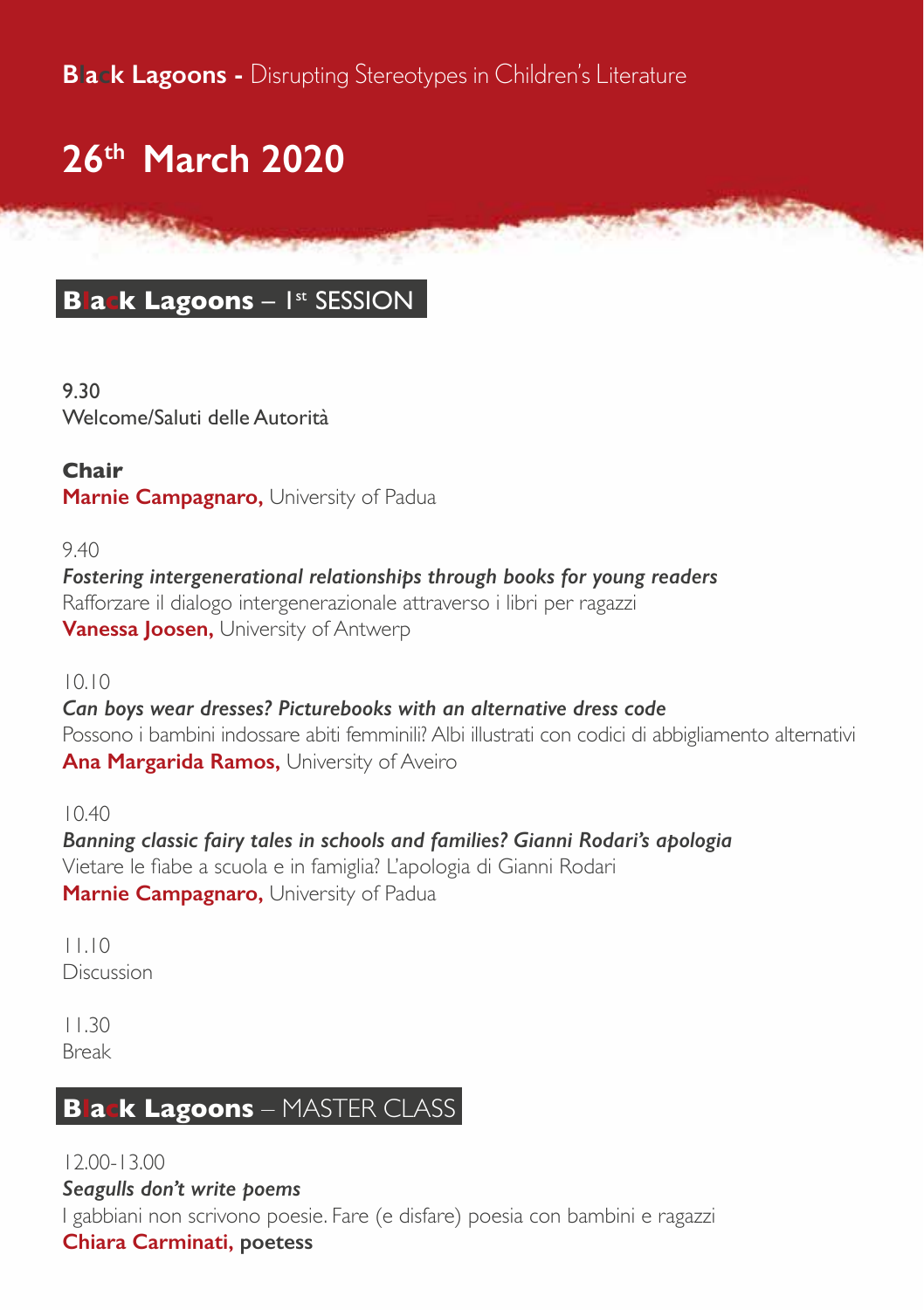**Black Lagoons -** Disrupting Stereotypes in Children's Literature

# 26th March 2020

## **Black Lagoons** – 1st SESSION

9.30
Welcome/Saluti delle Autorità

**Chair**
**Marnie Campagnaro,** University of Padua

9.40
***Fostering intergenerational relationships through books for young readers***
Rafforzare il dialogo intergenerazionale attraverso i libri per ragazzi
**Vanessa Joosen,** University of Antwerp

10.10
***Can boys wear dresses? Picturebooks with an alternative dress code***
Possono i bambini indossare abiti femminili? Albi illustrati con codici di abbigliamento alternativi
**Ana Margarida Ramos,** University of Aveiro

10.40
***Banning classic fairy tales in schools and families? Gianni Rodari's apologia***
Vietare le fiabe a scuola e in famiglia? L'apologia di Gianni Rodari
**Marnie Campagnaro,** University of Padua

11.10
Discussion

11.30
Break

## **Black Lagoons** – MASTER CLASS

12.00-13.00
***Seagulls don't write poems***
I gabbiani non scrivono poesie. Fare (e disfare) poesia con bambini e ragazzi
**Chiara Carminati, poetess**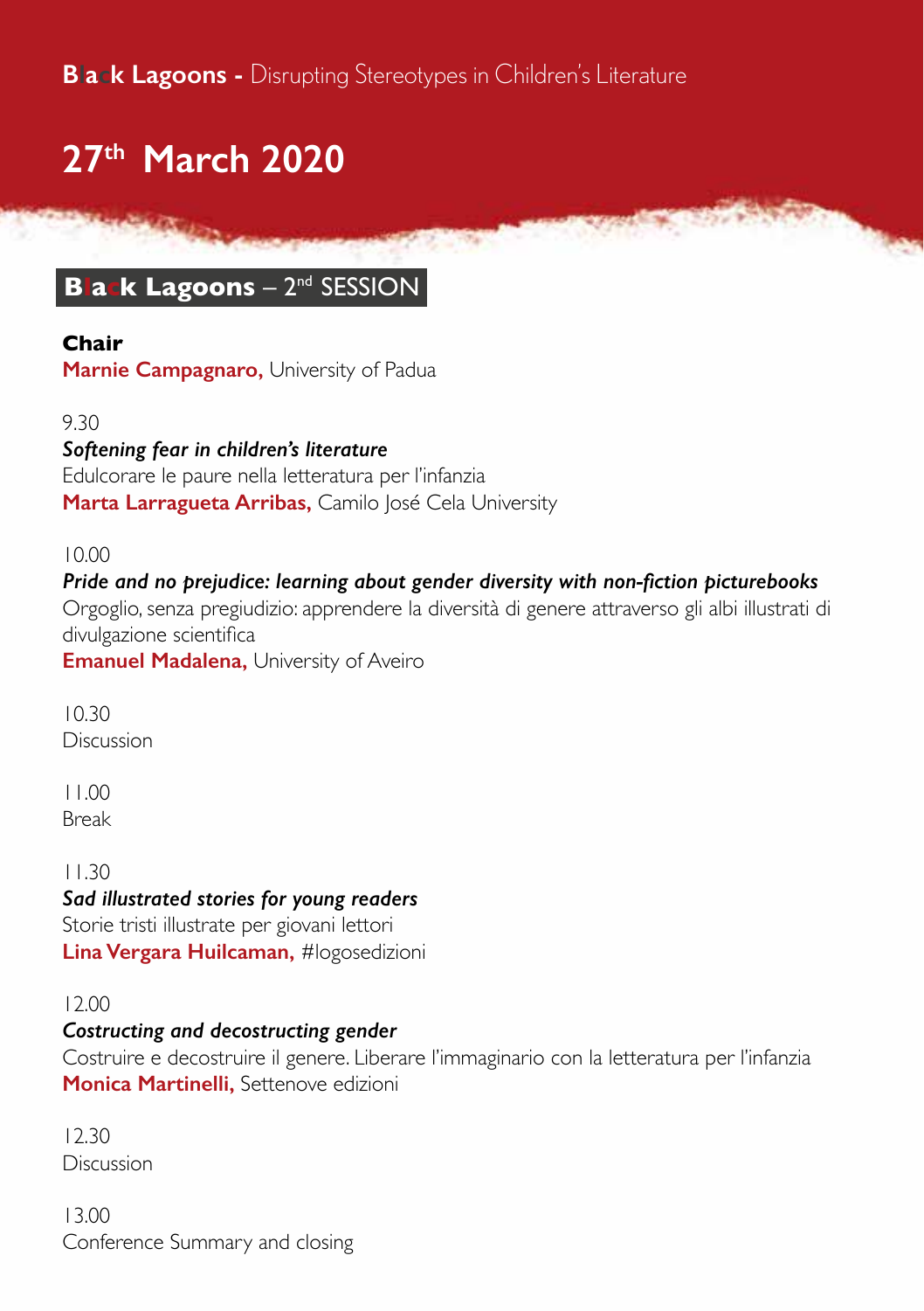**Black Lagoons -** Disrupting Stereotypes in Children's Literature

# 27th March 2020

## Black Lagoons – 2nd SESSION

**Chair**
**Marnie Campagnaro,** University of Padua

9.30
***Softening fear in children's literature***
Edulcorare le paure nella letteratura per l'infanzia
**Marta Larragueta Arribas,** Camilo José Cela University

10.00
***Pride and no prejudice: learning about gender diversity with non-fiction picturebooks***
Orgoglio, senza pregiudizio: apprendere la diversità di genere attraverso gli albi illustrati di divulgazione scientifica
**Emanuel Madalena,** University of Aveiro

10.30
Discussion

11.00
Break

11.30
***Sad illustrated stories for young readers***
Storie tristi illustrate per giovani lettori
**Lina Vergara Huilcaman,** #logosedizioni

12.00
***Costructing and decostructing gender***
Costruire e decostruire il genere. Liberare l'immaginario con la letteratura per l'infanzia
**Monica Martinelli,** Settenove edizioni

12.30
Discussion

13.00
Conference Summary and closing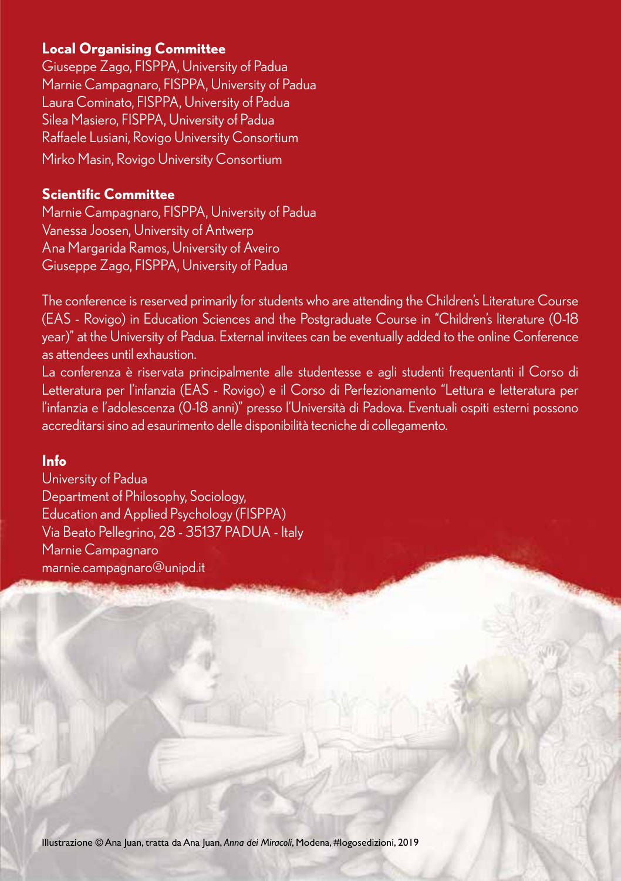## Local Organising Committee

Giuseppe Zago, FISPPA, University of Padua
Marnie Campagnaro, FISPPA, University of Padua
Laura Cominato, FISPPA, University of Padua
Silea Masiero, FISPPA, University of Padua
Raffaele Lusiani, Rovigo University Consortium
Mirko Masin, Rovigo University Consortium

## Scientific Committee

Marnie Campagnaro, FISPPA, University of Padua
Vanessa Joosen, University of Antwerp
Ana Margarida Ramos, University of Aveiro
Giuseppe Zago, FISPPA, University of Padua

The conference is reserved primarily for students who are attending the Children's Literature Course (EAS - Rovigo) in Education Sciences and the Postgraduate Course in "Children's literature (0-18 year)" at the University of Padua. External invitees can be eventually added to the online Conference as attendees until exhaustion.

La conferenza è riservata principalmente alle studentesse e agli studenti frequentanti il Corso di Letteratura per l'infanzia (EAS - Rovigo) e il Corso di Perfezionamento "Lettura e letteratura per l'infanzia e l'adolescenza (0-18 anni)" presso l'Università di Padova. Eventuali ospiti esterni possono accreditarsi sino ad esaurimento delle disponibilità tecniche di collegamento.

## Info

University of Padua
Department of Philosophy, Sociology,
Education and Applied Psychology (FISPPA)
Via Beato Pellegrino, 28 - 35137 PADUA - Italy
Marnie Campagnaro
marnie.campagnaro@unipd.it

Illustrazione © Ana Juan, tratta da Ana Juan, *Anna dei Miracoli*, Modena, #logosedizioni, 2019